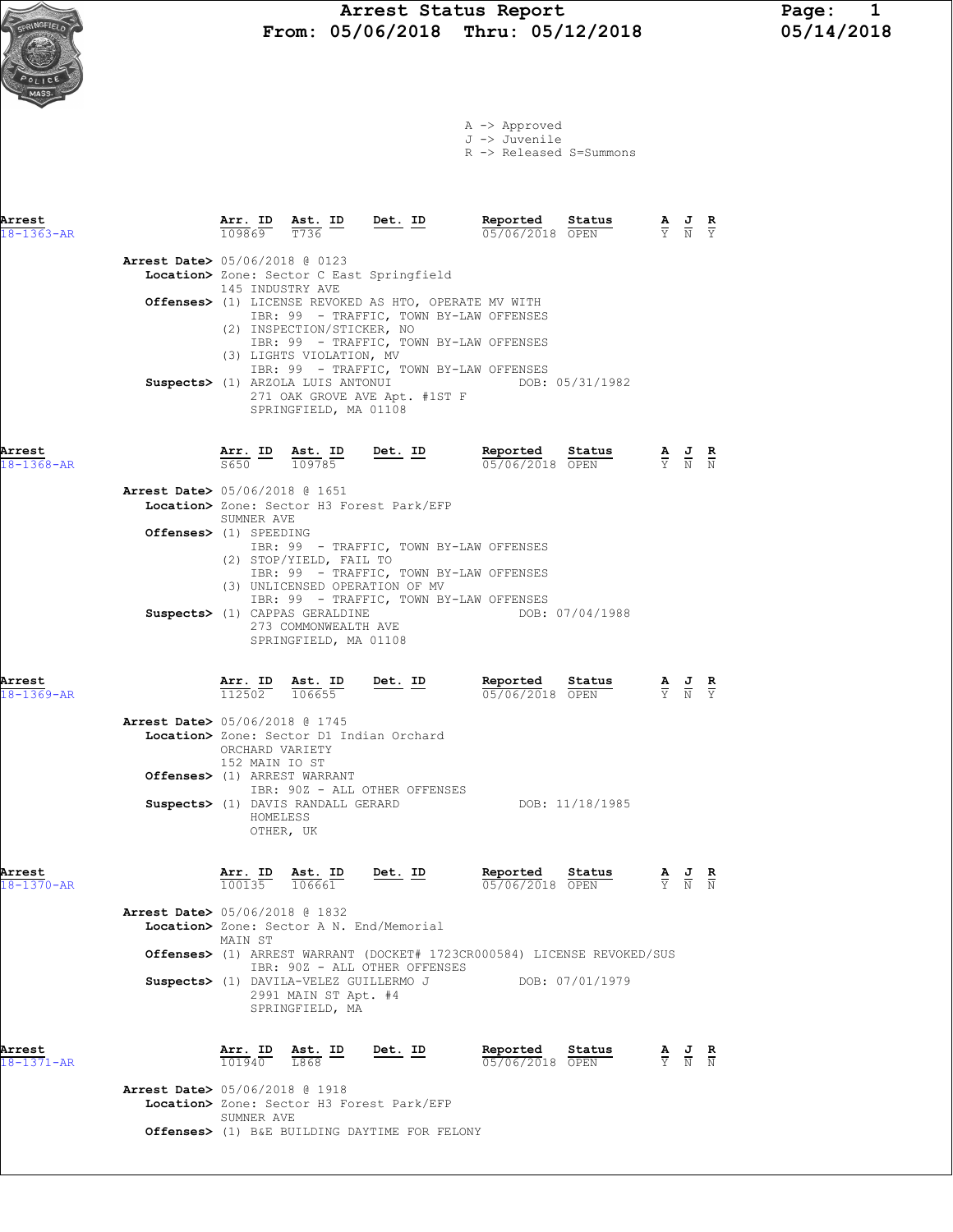# Arrest Status Report

**From: 05/06/2018 Thru: 05/12/2018**

05/14/2018

A -> Approved
J -> Juvenile
R -> Released S=Summons

---

| Arrest | Arr. ID | Ast. ID | Det. ID | Reported | Status | A | J | R |
|---|---|---|---|---|---|---|---|---|
| 18-1363-AR | 109869 | T736 | | 05/06/2018 | OPEN | Y | N | Y |

**Arrest Date>** 05/06/2018 @ 0123
**Location>** Zone: Sector C East Springfield
145 INDUSTRY AVE
**Offenses>** (1) LICENSE REVOKED AS HTO, OPERATE MV WITH
IBR: 99 - TRAFFIC, TOWN BY-LAW OFFENSES
(2) INSPECTION/STICKER, NO
IBR: 99 - TRAFFIC, TOWN BY-LAW OFFENSES
(3) LIGHTS VIOLATION, MV
IBR: 99 - TRAFFIC, TOWN BY-LAW OFFENSES
**Suspects>** (1) ARZOLA LUIS ANTONUI DOB: 05/31/1982
271 OAK GROVE AVE Apt. #1ST F
SPRINGFIELD, MA 01108

---

| Arrest | Arr. ID | Ast. ID | Det. ID | Reported | Status | A | J | R |
|---|---|---|---|---|---|---|---|---|
| 18-1368-AR | S650 | 109785 | | 05/06/2018 | OPEN | Y | N | N |

**Arrest Date>** 05/06/2018 @ 1651
**Location>** Zone: Sector H3 Forest Park/EFP
SUMNER AVE
**Offenses>** (1) SPEEDING
IBR: 99 - TRAFFIC, TOWN BY-LAW OFFENSES
(2) STOP/YIELD, FAIL TO
IBR: 99 - TRAFFIC, TOWN BY-LAW OFFENSES
(3) UNLICENSED OPERATION OF MV
IBR: 99 - TRAFFIC, TOWN BY-LAW OFFENSES
**Suspects>** (1) CAPPAS GERALDINE DOB: 07/04/1988
273 COMMONWEALTH AVE
SPRINGFIELD, MA 01108

---

| Arrest | Arr. ID | Ast. ID | Det. ID | Reported | Status | A | J | R |
|---|---|---|---|---|---|---|---|---|
| 18-1369-AR | 112502 | 106655 | | 05/06/2018 | OPEN | Y | N | Y |

**Arrest Date>** 05/06/2018 @ 1745
**Location>** Zone: Sector D1 Indian Orchard
ORCHARD VARIETY
152 MAIN IO ST
**Offenses>** (1) ARREST WARRANT
IBR: 90Z - ALL OTHER OFFENSES
**Suspects>** (1) DAVIS RANDALL GERARD DOB: 11/18/1985
HOMELESS
OTHER, UK

---

| Arrest | Arr. ID | Ast. ID | Det. ID | Reported | Status | A | J | R |
|---|---|---|---|---|---|---|---|---|
| 18-1370-AR | 100135 | 106661 | | 05/06/2018 | OPEN | Y | N | N |

**Arrest Date>** 05/06/2018 @ 1832
**Location>** Zone: Sector A N. End/Memorial
MAIN ST
**Offenses>** (1) ARREST WARRANT (DOCKET# 1723CR000584) LICENSE REVOKED/SUS
IBR: 90Z - ALL OTHER OFFENSES
**Suspects>** (1) DAVILA-VELEZ GUILLERMO J DOB: 07/01/1979
2991 MAIN ST Apt. #4
SPRINGFIELD, MA

---

| Arrest | Arr. ID | Ast. ID | Det. ID | Reported | Status | A | J | R |
|---|---|---|---|---|---|---|---|---|
| 18-1371-AR | 101940 | L868 | | 05/06/2018 | OPEN | Y | N | N |

**Arrest Date>** 05/06/2018 @ 1918
**Location>** Zone: Sector H3 Forest Park/EFP
SUMNER AVE
**Offenses>** (1) B&E BUILDING DAYTIME FOR FELONY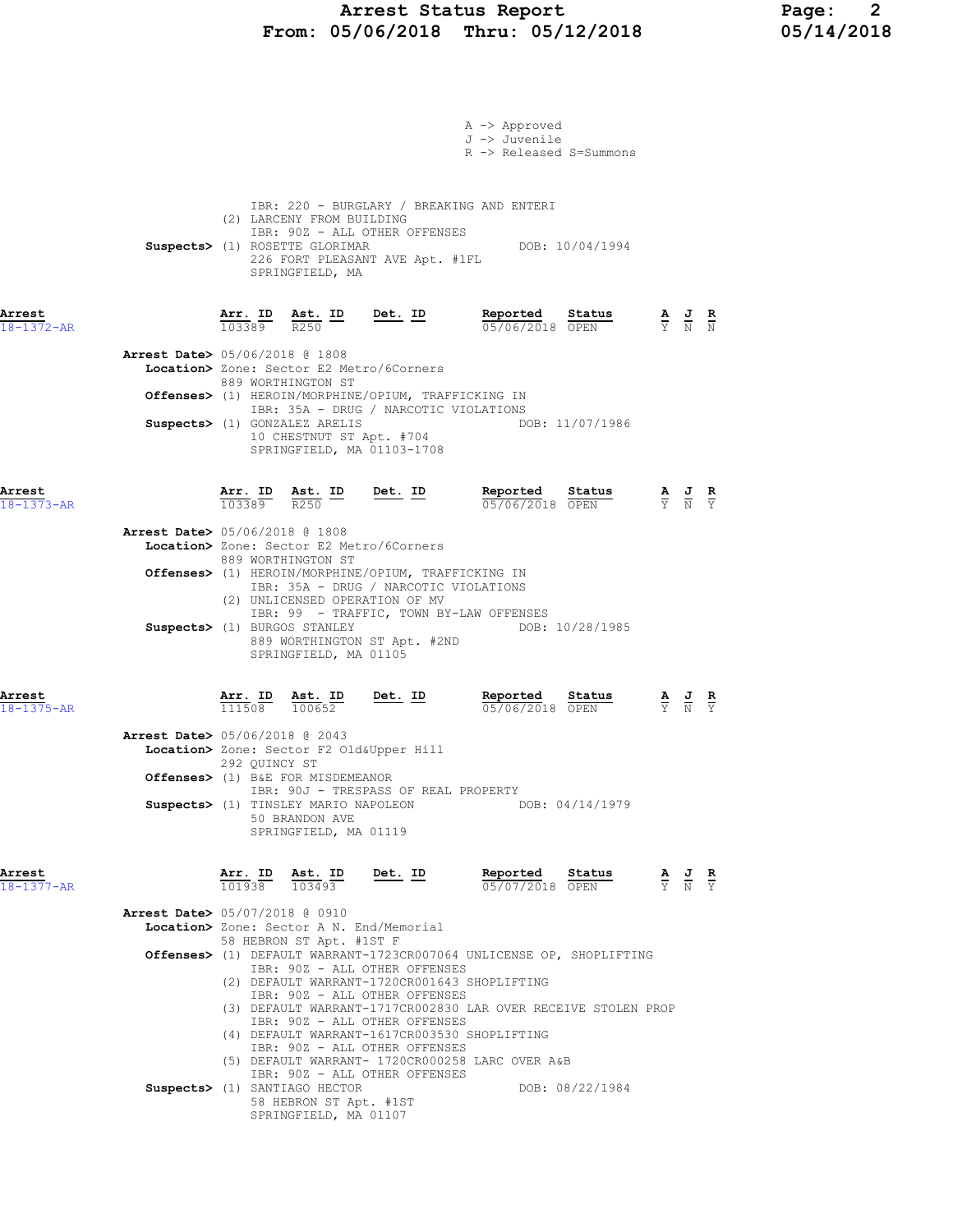A -> Approved
J -> Juvenile
R -> Released S=Summons

IBR: 220 - BURGLARY / BREAKING AND ENTERI
(2) LARCENY FROM BUILDING
IBR: 90Z - ALL OTHER OFFENSES
**Suspects>** (1) ROSETTE GLORIMAR DOB: 10/04/1994
226 FORT PLEASANT AVE Apt. #1FL
SPRINGFIELD, MA

---

**Arrest** 18-1372-AR

| Arr. ID | Ast. ID | Det. ID | Reported | Status | A | J | R |
|---|---|---|---|---|---|---|---|
| 103389 | R250 | | 05/06/2018 | OPEN | Y | N | N |

**Arrest Date>** 05/06/2018 @ 1808
**Location>** Zone: Sector E2 Metro/6Corners
889 WORTHINGTON ST
**Offenses>** (1) HEROIN/MORPHINE/OPIUM, TRAFFICKING IN
IBR: 35A - DRUG / NARCOTIC VIOLATIONS
**Suspects>** (1) GONZALEZ ARELIS DOB: 11/07/1986
10 CHESTNUT ST Apt. #704
SPRINGFIELD, MA 01103-1708

---

**Arrest** 18-1373-AR

| Arr. ID | Ast. ID | Det. ID | Reported | Status | A | J | R |
|---|---|---|---|---|---|---|---|
| 103389 | R250 | | 05/06/2018 | OPEN | Y | N | Y |

**Arrest Date>** 05/06/2018 @ 1808
**Location>** Zone: Sector E2 Metro/6Corners
889 WORTHINGTON ST
**Offenses>** (1) HEROIN/MORPHINE/OPIUM, TRAFFICKING IN
IBR: 35A - DRUG / NARCOTIC VIOLATIONS
(2) UNLICENSED OPERATION OF MV
IBR: 99 - TRAFFIC, TOWN BY-LAW OFFENSES
**Suspects>** (1) BURGOS STANLEY DOB: 10/28/1985
889 WORTHINGTON ST Apt. #2ND
SPRINGFIELD, MA 01105

---

**Arrest** 18-1375-AR

| Arr. ID | Ast. ID | Det. ID | Reported | Status | A | J | R |
|---|---|---|---|---|---|---|---|
| 111508 | 100652 | | 05/06/2018 | OPEN | Y | N | Y |

**Arrest Date>** 05/06/2018 @ 2043
**Location>** Zone: Sector F2 Old&Upper Hill
292 QUINCY ST
**Offenses>** (1) B&E FOR MISDEMEANOR
IBR: 90J - TRESPASS OF REAL PROPERTY
**Suspects>** (1) TINSLEY MARIO NAPOLEON DOB: 04/14/1979
50 BRANDON AVE
SPRINGFIELD, MA 01119

---

**Arrest** 18-1377-AR

| Arr. ID | Ast. ID | Det. ID | Reported | Status | A | J | R |
|---|---|---|---|---|---|---|---|
| 101938 | 103493 | | 05/07/2018 | OPEN | Y | N | Y |

**Arrest Date>** 05/07/2018 @ 0910
**Location>** Zone: Sector A N. End/Memorial
58 HEBRON ST Apt. #1ST F
**Offenses>** (1) DEFAULT WARRANT-1723CR007064 UNLICENSE OP, SHOPLIFTING
IBR: 90Z - ALL OTHER OFFENSES
(2) DEFAULT WARRANT-1720CR001643 SHOPLIFTING
IBR: 90Z - ALL OTHER OFFENSES
(3) DEFAULT WARRANT-1717CR002830 LAR OVER RECEIVE STOLEN PROP
IBR: 90Z - ALL OTHER OFFENSES
(4) DEFAULT WARRANT-1617CR003530 SHOPLIFTING
IBR: 90Z - ALL OTHER OFFENSES
(5) DEFAULT WARRANT- 1720CR000258 LARC OVER A&B
IBR: 90Z - ALL OTHER OFFENSES
**Suspects>** (1) SANTIAGO HECTOR DOB: 08/22/1984
58 HEBRON ST Apt. #1ST
SPRINGFIELD, MA 01107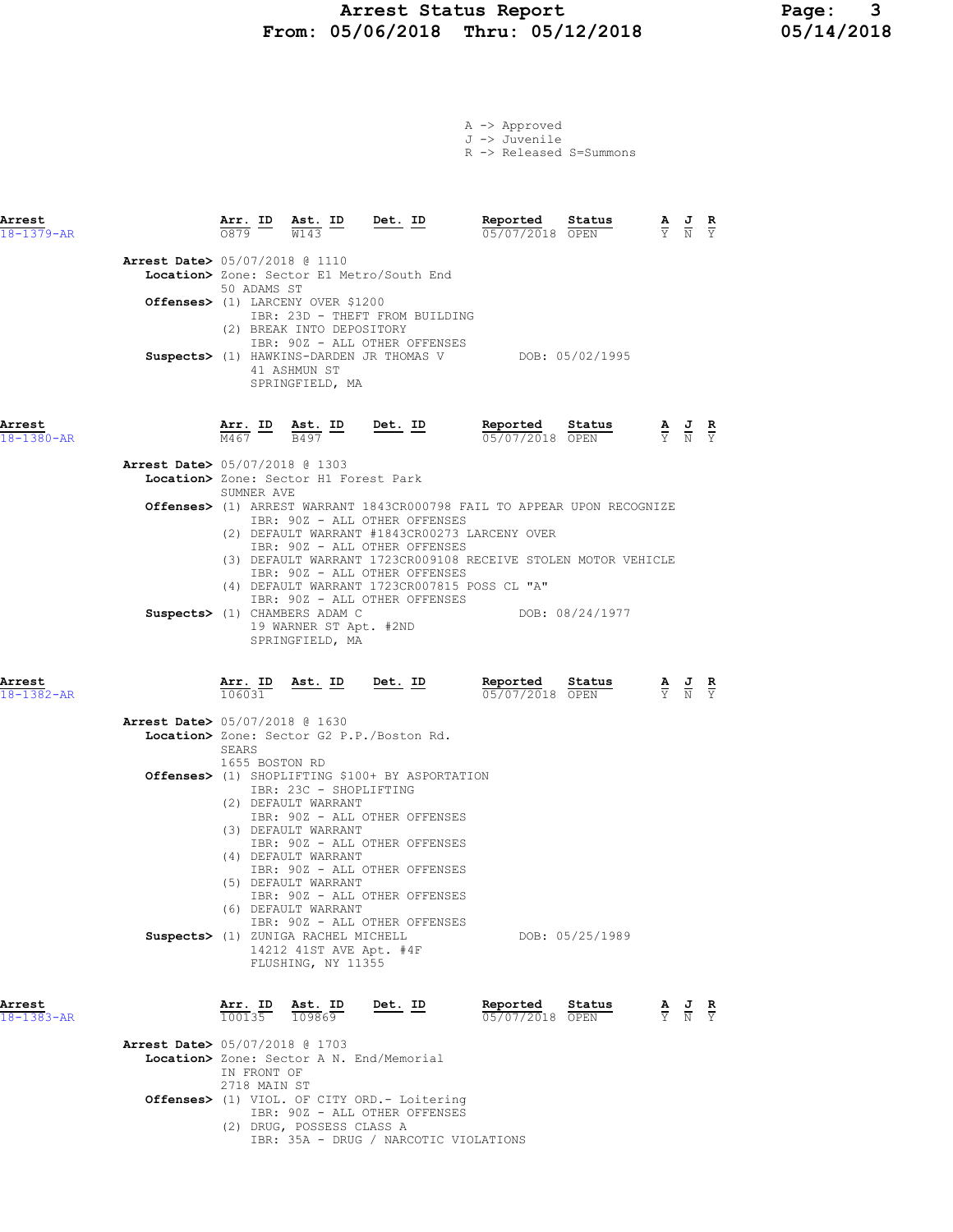A -> Approved
J -> Juvenile
R -> Released S=Summons

| Arrest | Arr. ID | Ast. ID | Det. ID | Reported | Status | A | J | R |
|---|---|---|---|---|---|---|---|---|
| 18-1379-AR | 0879 | W143 | | 05/07/2018 | OPEN | Y | N | Y |

**Arrest Date>** 05/07/2018 @ 1110
**Location>** Zone: Sector E1 Metro/South End
50 ADAMS ST
**Offenses>** (1) LARCENY OVER $1200
IBR: 23D - THEFT FROM BUILDING
(2) BREAK INTO DEPOSITORY
IBR: 90Z - ALL OTHER OFFENSES
**Suspects>** (1) HAWKINS-DARDEN JR THOMAS V DOB: 05/02/1995
41 ASHMUN ST
SPRINGFIELD, MA

| Arrest | Arr. ID | Ast. ID | Det. ID | Reported | Status | A | J | R |
|---|---|---|---|---|---|---|---|---|
| 18-1380-AR | M467 | B497 | | 05/07/2018 | OPEN | Y | N | Y |

**Arrest Date>** 05/07/2018 @ 1303
**Location>** Zone: Sector H1 Forest Park
SUMNER AVE
**Offenses>** (1) ARREST WARRANT 1843CR000798 FAIL TO APPEAR UPON RECOGNIZE
IBR: 90Z - ALL OTHER OFFENSES
(2) DEFAULT WARRANT #1843CR00273 LARCENY OVER
IBR: 90Z - ALL OTHER OFFENSES
(3) DEFAULT WARRANT 1723CR009108 RECEIVE STOLEN MOTOR VEHICLE
IBR: 90Z - ALL OTHER OFFENSES
(4) DEFAULT WARRANT 1723CR007815 POSS CL "A"
IBR: 90Z - ALL OTHER OFFENSES
**Suspects>** (1) CHAMBERS ADAM C DOB: 08/24/1977
19 WARNER ST Apt. #2ND
SPRINGFIELD, MA

| Arrest | Arr. ID | Ast. ID | Det. ID | Reported | Status | A | J | R |
|---|---|---|---|---|---|---|---|---|
| 18-1382-AR | 106031 | | | 05/07/2018 | OPEN | Y | N | Y |

**Arrest Date>** 05/07/2018 @ 1630
**Location>** Zone: Sector G2 P.P./Boston Rd.
SEARS
1655 BOSTON RD
**Offenses>** (1) SHOPLIFTING $100+ BY ASPORTATION
IBR: 23C - SHOPLIFTING
(2) DEFAULT WARRANT
IBR: 90Z - ALL OTHER OFFENSES
(3) DEFAULT WARRANT
IBR: 90Z - ALL OTHER OFFENSES
(4) DEFAULT WARRANT
IBR: 90Z - ALL OTHER OFFENSES
(5) DEFAULT WARRANT
IBR: 90Z - ALL OTHER OFFENSES
(6) DEFAULT WARRANT
IBR: 90Z - ALL OTHER OFFENSES
**Suspects>** (1) ZUNIGA RACHEL MICHELL DOB: 05/25/1989
14212 41ST AVE Apt. #4F
FLUSHING, NY 11355

| Arrest | Arr. ID | Ast. ID | Det. ID | Reported | Status | A | J | R |
|---|---|---|---|---|---|---|---|---|
| 18-1383-AR | 100135 | 109869 | | 05/07/2018 | OPEN | Y | N | Y |

**Arrest Date>** 05/07/2018 @ 1703
**Location>** Zone: Sector A N. End/Memorial
IN FRONT OF
2718 MAIN ST
**Offenses>** (1) VIOL. OF CITY ORD.- Loitering
IBR: 90Z - ALL OTHER OFFENSES
(2) DRUG, POSSESS CLASS A
IBR: 35A - DRUG / NARCOTIC VIOLATIONS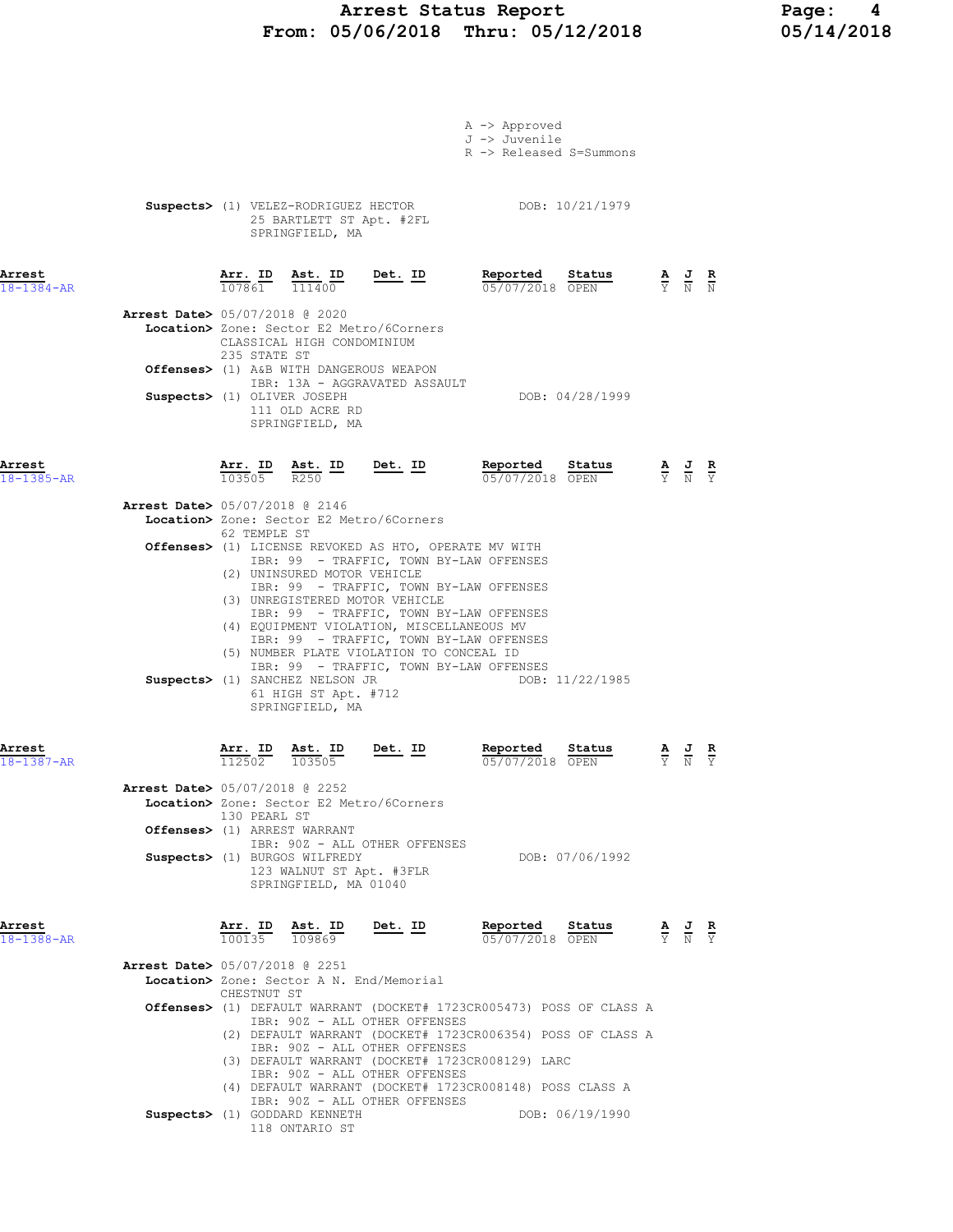A -> Approved
J -> Juvenile
R -> Released S=Summons

**Suspects>** (1) VELEZ-RODRIGUEZ HECTOR DOB: 10/21/1979
25 BARTLETT ST Apt. #2FL
SPRINGFIELD, MA

| Arrest | Arr. ID | Ast. ID | Det. ID | Reported | Status | A | J | R |
|---|---|---|---|---|---|---|---|---|
| 18-1384-AR | 107861 | 111400 | | 05/07/2018 | OPEN | Y | N | N |

**Arrest Date>** 05/07/2018 @ 2020
**Location>** Zone: Sector E2 Metro/6Corners
CLASSICAL HIGH CONDOMINIUM
235 STATE ST
**Offenses>** (1) A&B WITH DANGEROUS WEAPON
IBR: 13A - AGGRAVATED ASSAULT
**Suspects>** (1) OLIVER JOSEPH DOB: 04/28/1999
111 OLD ACRE RD
SPRINGFIELD, MA

| Arrest | Arr. ID | Ast. ID | Det. ID | Reported | Status | A | J | R |
|---|---|---|---|---|---|---|---|---|
| 18-1385-AR | 103505 | R250 | | 05/07/2018 | OPEN | Y | N | Y |

**Arrest Date>** 05/07/2018 @ 2146
**Location>** Zone: Sector E2 Metro/6Corners
62 TEMPLE ST
**Offenses>** (1) LICENSE REVOKED AS HTO, OPERATE MV WITH
IBR: 99 - TRAFFIC, TOWN BY-LAW OFFENSES
(2) UNINSURED MOTOR VEHICLE
IBR: 99 - TRAFFIC, TOWN BY-LAW OFFENSES
(3) UNREGISTERED MOTOR VEHICLE
IBR: 99 - TRAFFIC, TOWN BY-LAW OFFENSES
(4) EQUIPMENT VIOLATION, MISCELLANEOUS MV
IBR: 99 - TRAFFIC, TOWN BY-LAW OFFENSES
(5) NUMBER PLATE VIOLATION TO CONCEAL ID
IBR: 99 - TRAFFIC, TOWN BY-LAW OFFENSES
**Suspects>** (1) SANCHEZ NELSON JR DOB: 11/22/1985
61 HIGH ST Apt. #712
SPRINGFIELD, MA

| Arrest | Arr. ID | Ast. ID | Det. ID | Reported | Status | A | J | R |
|---|---|---|---|---|---|---|---|---|
| 18-1387-AR | 112502 | 103505 | | 05/07/2018 | OPEN | Y | N | Y |

**Arrest Date>** 05/07/2018 @ 2252
**Location>** Zone: Sector E2 Metro/6Corners
130 PEARL ST
**Offenses>** (1) ARREST WARRANT
IBR: 90Z - ALL OTHER OFFENSES
**Suspects>** (1) BURGOS WILFREDY DOB: 07/06/1992
123 WALNUT ST Apt. #3FLR
SPRINGFIELD, MA 01040

| Arrest | Arr. ID | Ast. ID | Det. ID | Reported | Status | A | J | R |
|---|---|---|---|---|---|---|---|---|
| 18-1388-AR | 100135 | 109869 | | 05/07/2018 | OPEN | Y | N | Y |

**Arrest Date>** 05/07/2018 @ 2251
**Location>** Zone: Sector A N. End/Memorial
CHESTNUT ST
**Offenses>** (1) DEFAULT WARRANT (DOCKET# 1723CR005473) POSS OF CLASS A
IBR: 90Z - ALL OTHER OFFENSES
(2) DEFAULT WARRANT (DOCKET# 1723CR006354) POSS OF CLASS A
IBR: 90Z - ALL OTHER OFFENSES
(3) DEFAULT WARRANT (DOCKET# 1723CR008129) LARC
IBR: 90Z - ALL OTHER OFFENSES
(4) DEFAULT WARRANT (DOCKET# 1723CR008148) POSS CLASS A
IBR: 90Z - ALL OTHER OFFENSES
**Suspects>** (1) GODDARD KENNETH DOB: 06/19/1990
118 ONTARIO ST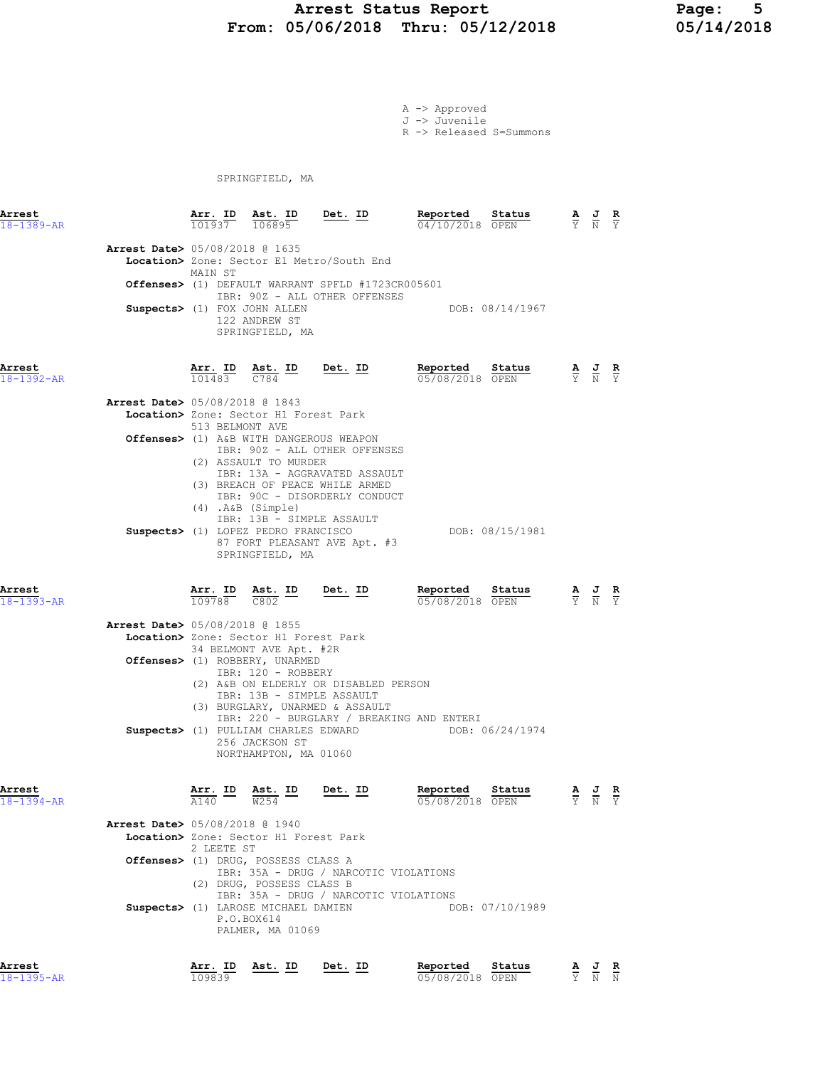# Arrest Status Report
## From: 05/06/2018 Thru: 05/12/2018

A -> Approved
J -> Juvenile
R -> Released S=Summons

SPRINGFIELD, MA

| Arrest | Arr. ID | Ast. ID | Det. ID | Reported | Status | A | J | R |
|---|---|---|---|---|---|---|---|---|
| 18-1389-AR | 101937 | 106895 | | 04/10/2018 | OPEN | Y | N | Y |

**Arrest Date>** 05/08/2018 @ 1635
**Location>** Zone: Sector E1 Metro/South End
MAIN ST
**Offenses>** (1) DEFAULT WARRANT SPFLD #1723CR005601
IBR: 90Z - ALL OTHER OFFENSES
**Suspects>** (1) FOX JOHN ALLEN DOB: 08/14/1967
122 ANDREW ST
SPRINGFIELD, MA

| Arrest | Arr. ID | Ast. ID | Det. ID | Reported | Status | A | J | R |
|---|---|---|---|---|---|---|---|---|
| 18-1392-AR | 101483 | C784 | | 05/08/2018 | OPEN | Y | N | Y |

**Arrest Date>** 05/08/2018 @ 1843
**Location>** Zone: Sector H1 Forest Park
513 BELMONT AVE
**Offenses>** (1) A&B WITH DANGEROUS WEAPON
IBR: 90Z - ALL OTHER OFFENSES
(2) ASSAULT TO MURDER
IBR: 13A - AGGRAVATED ASSAULT
(3) BREACH OF PEACE WHILE ARMED
IBR: 90C - DISORDERLY CONDUCT
(4) .A&B (Simple)
IBR: 13B - SIMPLE ASSAULT
**Suspects>** (1) LOPEZ PEDRO FRANCISCO DOB: 08/15/1981
87 FORT PLEASANT AVE Apt. #3
SPRINGFIELD, MA

| Arrest | Arr. ID | Ast. ID | Det. ID | Reported | Status | A | J | R |
|---|---|---|---|---|---|---|---|---|
| 18-1393-AR | 109788 | C802 | | 05/08/2018 | OPEN | Y | N | Y |

**Arrest Date>** 05/08/2018 @ 1855
**Location>** Zone: Sector H1 Forest Park
34 BELMONT AVE Apt. #2R
**Offenses>** (1) ROBBERY, UNARMED
IBR: 120 - ROBBERY
(2) A&B ON ELDERLY OR DISABLED PERSON
IBR: 13B - SIMPLE ASSAULT
(3) BURGLARY, UNARMED & ASSAULT
IBR: 220 - BURGLARY / BREAKING AND ENTERI
**Suspects>** (1) PULLIAM CHARLES EDWARD DOB: 06/24/1974
256 JACKSON ST
NORTHAMPTON, MA 01060

| Arrest | Arr. ID | Ast. ID | Det. ID | Reported | Status | A | J | R |
|---|---|---|---|---|---|---|---|---|
| 18-1394-AR | A140 | W254 | | 05/08/2018 | OPEN | Y | N | Y |

**Arrest Date>** 05/08/2018 @ 1940
**Location>** Zone: Sector H1 Forest Park
2 LEETE ST
**Offenses>** (1) DRUG, POSSESS CLASS A
IBR: 35A - DRUG / NARCOTIC VIOLATIONS
(2) DRUG, POSSESS CLASS B
IBR: 35A - DRUG / NARCOTIC VIOLATIONS
**Suspects>** (1) LAROSE MICHAEL DAMIEN DOB: 07/10/1989
P.O.BOX614
PALMER, MA 01069

| Arrest | Arr. ID | Ast. ID | Det. ID | Reported | Status | A | J | R |
|---|---|---|---|---|---|---|---|---|
| 18-1395-AR | 109839 | | | 05/08/2018 | OPEN | Y | N | N |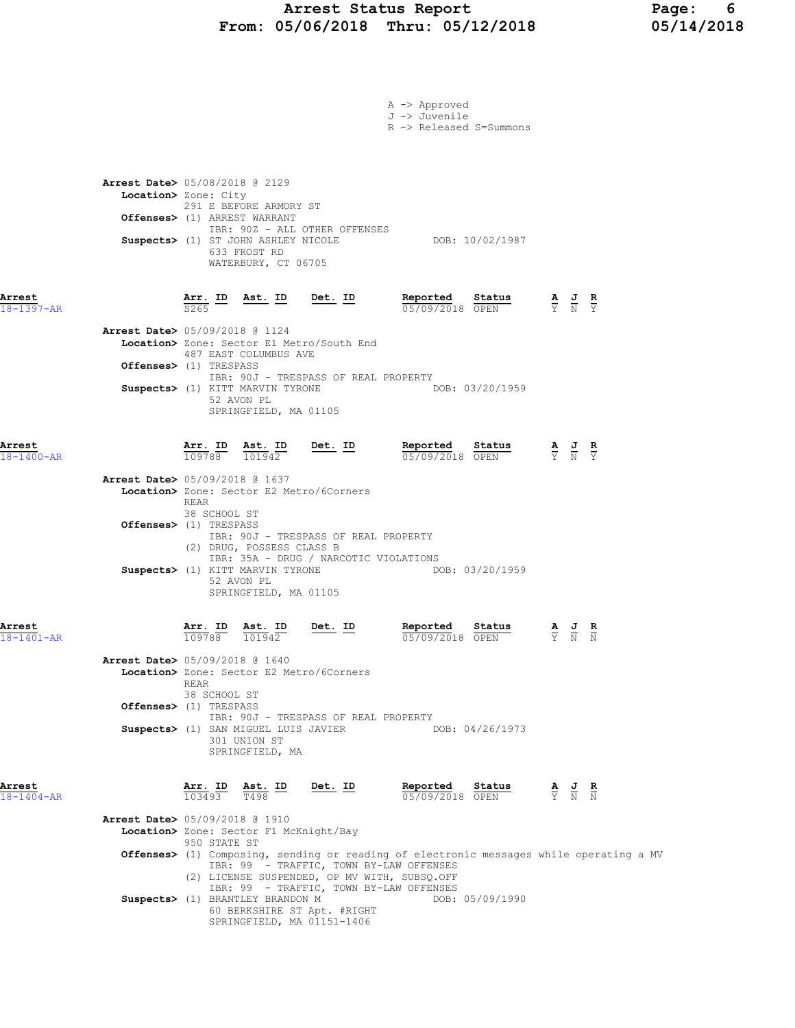# Arrest Status Report

**From: 05/06/2018 Thru: 05/12/2018**

A -> Approved
J -> Juvenile
R -> Released S=Summons

**Arrest Date>** 05/08/2018 @ 2129
**Location>** Zone: City
291 E BEFORE ARMORY ST
**Offenses>** (1) ARREST WARRANT
IBR: 90Z - ALL OTHER OFFENSES
**Suspects>** (1) ST JOHN ASHLEY NICOLE DOB: 10/02/1987
633 FROST RD
WATERBURY, CT 06705

---

| Arrest | Arr. ID | Ast. ID | Det. ID | Reported | Status | A | J | R |
|---|---|---|---|---|---|---|---|---|
| 18-1397-AR | S265 | | | 05/09/2018 | OPEN | Y | N | Y |

**Arrest Date>** 05/09/2018 @ 1124
**Location>** Zone: Sector E1 Metro/South End
487 EAST COLUMBUS AVE
**Offenses>** (1) TRESPASS
IBR: 90J - TRESPASS OF REAL PROPERTY
**Suspects>** (1) KITT MARVIN TYRONE DOB: 03/20/1959
52 AVON PL
SPRINGFIELD, MA 01105

---

| Arrest | Arr. ID | Ast. ID | Det. ID | Reported | Status | A | J | R |
|---|---|---|---|---|---|---|---|---|
| 18-1400-AR | 109788 | 101942 | | 05/09/2018 | OPEN | Y | N | Y |

**Arrest Date>** 05/09/2018 @ 1637
**Location>** Zone: Sector E2 Metro/6Corners
REAR
38 SCHOOL ST
**Offenses>** (1) TRESPASS
IBR: 90J - TRESPASS OF REAL PROPERTY
(2) DRUG, POSSESS CLASS B
IBR: 35A - DRUG / NARCOTIC VIOLATIONS
**Suspects>** (1) KITT MARVIN TYRONE DOB: 03/20/1959
52 AVON PL
SPRINGFIELD, MA 01105

---

| Arrest | Arr. ID | Ast. ID | Det. ID | Reported | Status | A | J | R |
|---|---|---|---|---|---|---|---|---|
| 18-1401-AR | 109788 | 101942 | | 05/09/2018 | OPEN | Y | N | N |

**Arrest Date>** 05/09/2018 @ 1640
**Location>** Zone: Sector E2 Metro/6Corners
REAR
38 SCHOOL ST
**Offenses>** (1) TRESPASS
IBR: 90J - TRESPASS OF REAL PROPERTY
**Suspects>** (1) SAN MIGUEL LUIS JAVIER DOB: 04/26/1973
301 UNION ST
SPRINGFIELD, MA

---

| Arrest | Arr. ID | Ast. ID | Det. ID | Reported | Status | A | J | R |
|---|---|---|---|---|---|---|---|---|
| 18-1404-AR | 103493 | T498 | | 05/09/2018 | OPEN | Y | N | N |

**Arrest Date>** 05/09/2018 @ 1910
**Location>** Zone: Sector F1 McKnight/Bay
950 STATE ST
**Offenses>** (1) Composing, sending or reading of electronic messages while operating a MV
IBR: 99 - TRAFFIC, TOWN BY-LAW OFFENSES
(2) LICENSE SUSPENDED, OP MV WITH, SUBSQ.OFF
IBR: 99 - TRAFFIC, TOWN BY-LAW OFFENSES
**Suspects>** (1) BRANTLEY BRANDON M DOB: 05/09/1990
60 BERKSHIRE ST Apt. #RIGHT
SPRINGFIELD, MA 01151-1406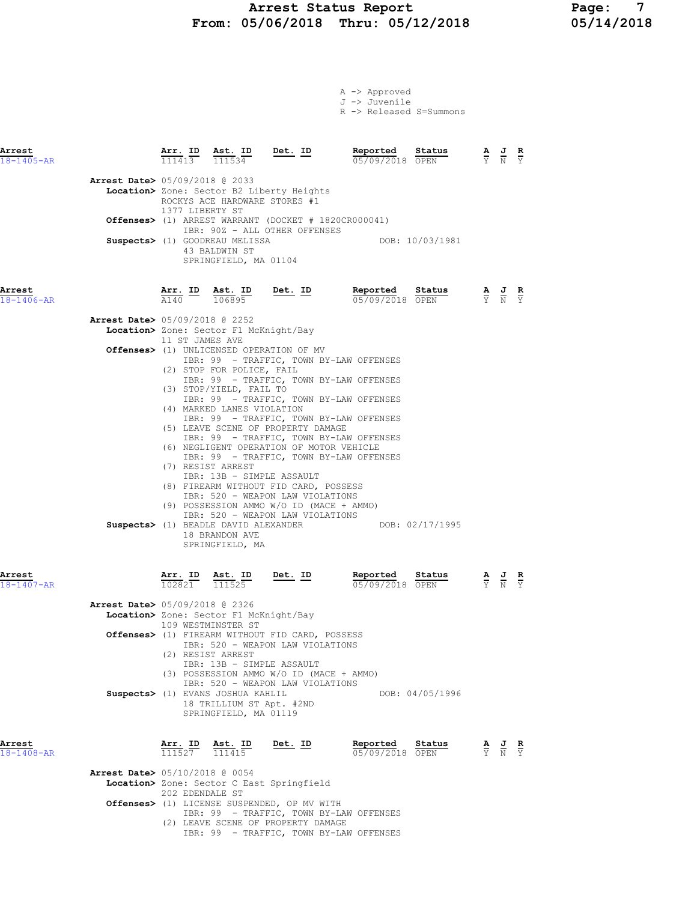A -> Approved
J -> Juvenile
R -> Released S=Summons

| Arrest | Arr. ID | Ast. ID | Det. ID | Reported | Status | A | J | R |
|---|---|---|---|---|---|---|---|---|
| 18-1405-AR | 111413 | 111534 | | 05/09/2018 | OPEN | Y | N | Y |

**Arrest Date>** 05/09/2018 @ 2033
**Location>** Zone: Sector B2 Liberty Heights
ROCKYS ACE HARDWARE STORES #1
1377 LIBERTY ST
**Offenses>** (1) ARREST WARRANT (DOCKET # 1820CR000041)
IBR: 90Z - ALL OTHER OFFENSES
**Suspects>** (1) GOODREAU MELISSA DOB: 10/03/1981
43 BALDWIN ST
SPRINGFIELD, MA 01104

| Arrest | Arr. ID | Ast. ID | Det. ID | Reported | Status | A | J | R |
|---|---|---|---|---|---|---|---|---|
| 18-1406-AR | A140 | 106895 | | 05/09/2018 | OPEN | Y | N | Y |

**Arrest Date>** 05/09/2018 @ 2252
**Location>** Zone: Sector F1 McKnight/Bay
11 ST JAMES AVE
**Offenses>** (1) UNLICENSED OPERATION OF MV
IBR: 99 - TRAFFIC, TOWN BY-LAW OFFENSES
(2) STOP FOR POLICE, FAIL
IBR: 99 - TRAFFIC, TOWN BY-LAW OFFENSES
(3) STOP/YIELD, FAIL TO
IBR: 99 - TRAFFIC, TOWN BY-LAW OFFENSES
(4) MARKED LANES VIOLATION
IBR: 99 - TRAFFIC, TOWN BY-LAW OFFENSES
(5) LEAVE SCENE OF PROPERTY DAMAGE
IBR: 99 - TRAFFIC, TOWN BY-LAW OFFENSES
(6) NEGLIGENT OPERATION OF MOTOR VEHICLE
IBR: 99 - TRAFFIC, TOWN BY-LAW OFFENSES
(7) RESIST ARREST
IBR: 13B - SIMPLE ASSAULT
(8) FIREARM WITHOUT FID CARD, POSSESS
IBR: 520 - WEAPON LAW VIOLATIONS
(9) POSSESSION AMMO W/O ID (MACE + AMMO)
IBR: 520 - WEAPON LAW VIOLATIONS
**Suspects>** (1) BEADLE DAVID ALEXANDER DOB: 02/17/1995
18 BRANDON AVE
SPRINGFIELD, MA

| Arrest | Arr. ID | Ast. ID | Det. ID | Reported | Status | A | J | R |
|---|---|---|---|---|---|---|---|---|
| 18-1407-AR | 102821 | 111525 | | 05/09/2018 | OPEN | Y | N | Y |

**Arrest Date>** 05/09/2018 @ 2326
**Location>** Zone: Sector F1 McKnight/Bay
109 WESTMINSTER ST
**Offenses>** (1) FIREARM WITHOUT FID CARD, POSSESS
IBR: 520 - WEAPON LAW VIOLATIONS
(2) RESIST ARREST
IBR: 13B - SIMPLE ASSAULT
(3) POSSESSION AMMO W/O ID (MACE + AMMO)
IBR: 520 - WEAPON LAW VIOLATIONS
**Suspects>** (1) EVANS JOSHUA KAHLIL DOB: 04/05/1996
18 TRILLIUM ST Apt. #2ND
SPRINGFIELD, MA 01119

| Arrest | Arr. ID | Ast. ID | Det. ID | Reported | Status | A | J | R |
|---|---|---|---|---|---|---|---|---|
| 18-1408-AR | 111527 | 111415 | | 05/09/2018 | OPEN | Y | N | Y |

**Arrest Date>** 05/10/2018 @ 0054
**Location>** Zone: Sector C East Springfield
202 EDENDALE ST
**Offenses>** (1) LICENSE SUSPENDED, OP MV WITH
IBR: 99 - TRAFFIC, TOWN BY-LAW OFFENSES
(2) LEAVE SCENE OF PROPERTY DAMAGE
IBR: 99 - TRAFFIC, TOWN BY-LAW OFFENSES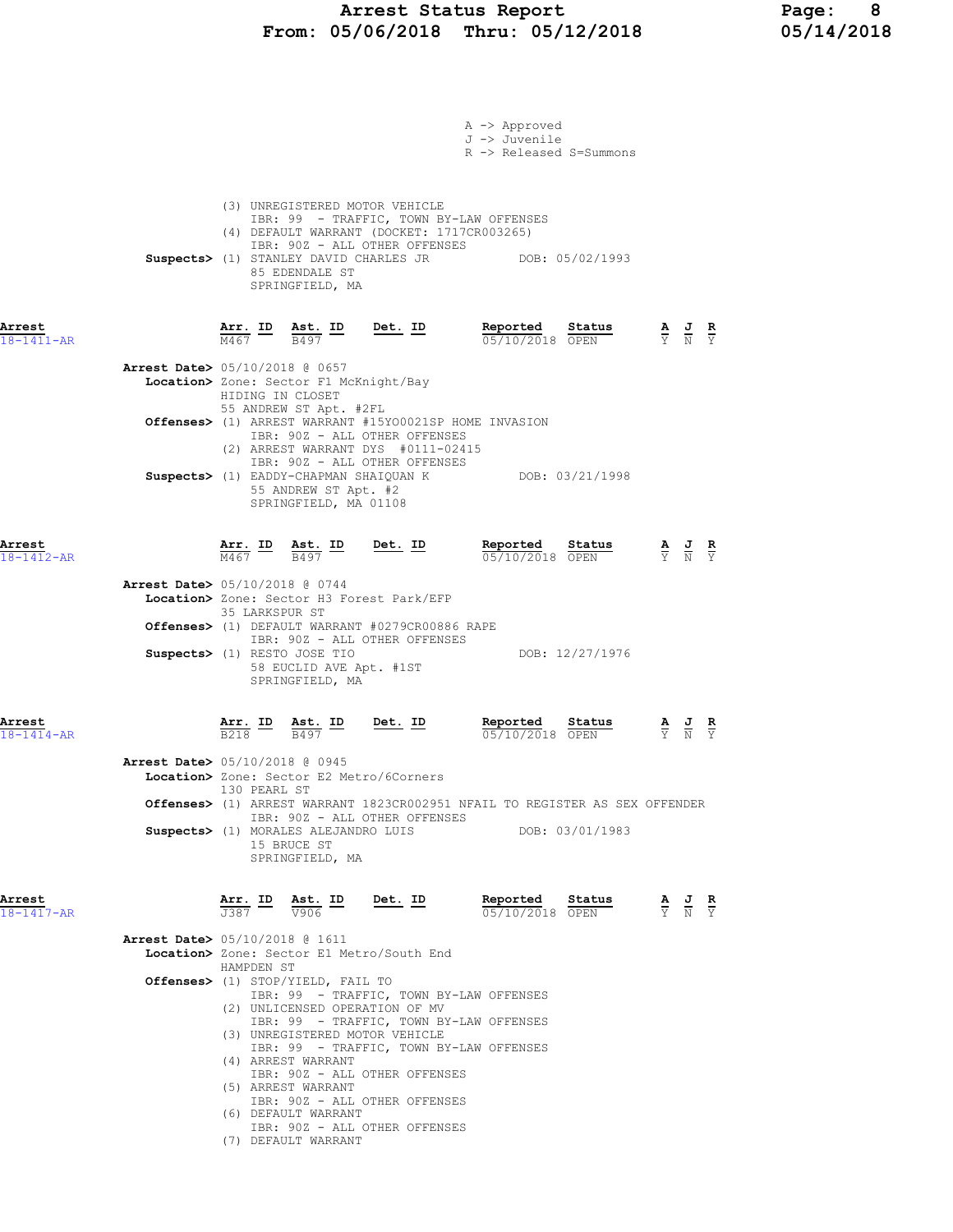A -> Approved
J -> Juvenile
R -> Released S=Summons

(3) UNREGISTERED MOTOR VEHICLE
IBR: 99 - TRAFFIC, TOWN BY-LAW OFFENSES
(4) DEFAULT WARRANT (DOCKET: 1717CR003265)
IBR: 90Z - ALL OTHER OFFENSES

**Suspects>** (1) STANLEY DAVID CHARLES JR DOB: 05/02/1993
85 EDENDALE ST
SPRINGFIELD, MA

## Arrest 18-1411-AR

| Arr. ID | Ast. ID | Det. ID | Reported | Status | A | J | R |
|---|---|---|---|---|---|---|---|
| M467 | B497 | | 05/10/2018 | OPEN | Y | N | Y |

**Arrest Date>** 05/10/2018 @ 0657
**Location>** Zone: Sector F1 McKnight/Bay
HIDING IN CLOSET
55 ANDREW ST Apt. #2FL
**Offenses>** (1) ARREST WARRANT #15YO0021SP HOME INVASION
IBR: 90Z - ALL OTHER OFFENSES
(2) ARREST WARRANT DYS #0111-02415
IBR: 90Z - ALL OTHER OFFENSES
**Suspects>** (1) EADDY-CHAPMAN SHAIQUAN K DOB: 03/21/1998
55 ANDREW ST Apt. #2
SPRINGFIELD, MA 01108

## Arrest 18-1412-AR

| Arr. ID | Ast. ID | Det. ID | Reported | Status | A | J | R |
|---|---|---|---|---|---|---|---|
| M467 | B497 | | 05/10/2018 | OPEN | Y | N | Y |

**Arrest Date>** 05/10/2018 @ 0744
**Location>** Zone: Sector H3 Forest Park/EFP
35 LARKSPUR ST
**Offenses>** (1) DEFAULT WARRANT #0279CR00886 RAPE
IBR: 90Z - ALL OTHER OFFENSES
**Suspects>** (1) RESTO JOSE TIO DOB: 12/27/1976
58 EUCLID AVE Apt. #1ST
SPRINGFIELD, MA

## Arrest 18-1414-AR

| Arr. ID | Ast. ID | Det. ID | Reported | Status | A | J | R |
|---|---|---|---|---|---|---|---|
| B218 | B497 | | 05/10/2018 | OPEN | Y | N | Y |

**Arrest Date>** 05/10/2018 @ 0945
**Location>** Zone: Sector E2 Metro/6Corners
130 PEARL ST
**Offenses>** (1) ARREST WARRANT 1823CR002951 NFAIL TO REGISTER AS SEX OFFENDER
IBR: 90Z - ALL OTHER OFFENSES
**Suspects>** (1) MORALES ALEJANDRO LUIS DOB: 03/01/1983
15 BRUCE ST
SPRINGFIELD, MA

## Arrest 18-1417-AR

| Arr. ID | Ast. ID | Det. ID | Reported | Status | A | J | R |
|---|---|---|---|---|---|---|---|
| J387 | V906 | | 05/10/2018 | OPEN | Y | N | Y |

**Arrest Date>** 05/10/2018 @ 1611
**Location>** Zone: Sector E1 Metro/South End
HAMPDEN ST
**Offenses>** (1) STOP/YIELD, FAIL TO
IBR: 99 - TRAFFIC, TOWN BY-LAW OFFENSES
(2) UNLICENSED OPERATION OF MV
IBR: 99 - TRAFFIC, TOWN BY-LAW OFFENSES
(3) UNREGISTERED MOTOR VEHICLE
IBR: 99 - TRAFFIC, TOWN BY-LAW OFFENSES
(4) ARREST WARRANT
IBR: 90Z - ALL OTHER OFFENSES
(5) ARREST WARRANT
IBR: 90Z - ALL OTHER OFFENSES
(6) DEFAULT WARRANT
IBR: 90Z - ALL OTHER OFFENSES
(7) DEFAULT WARRANT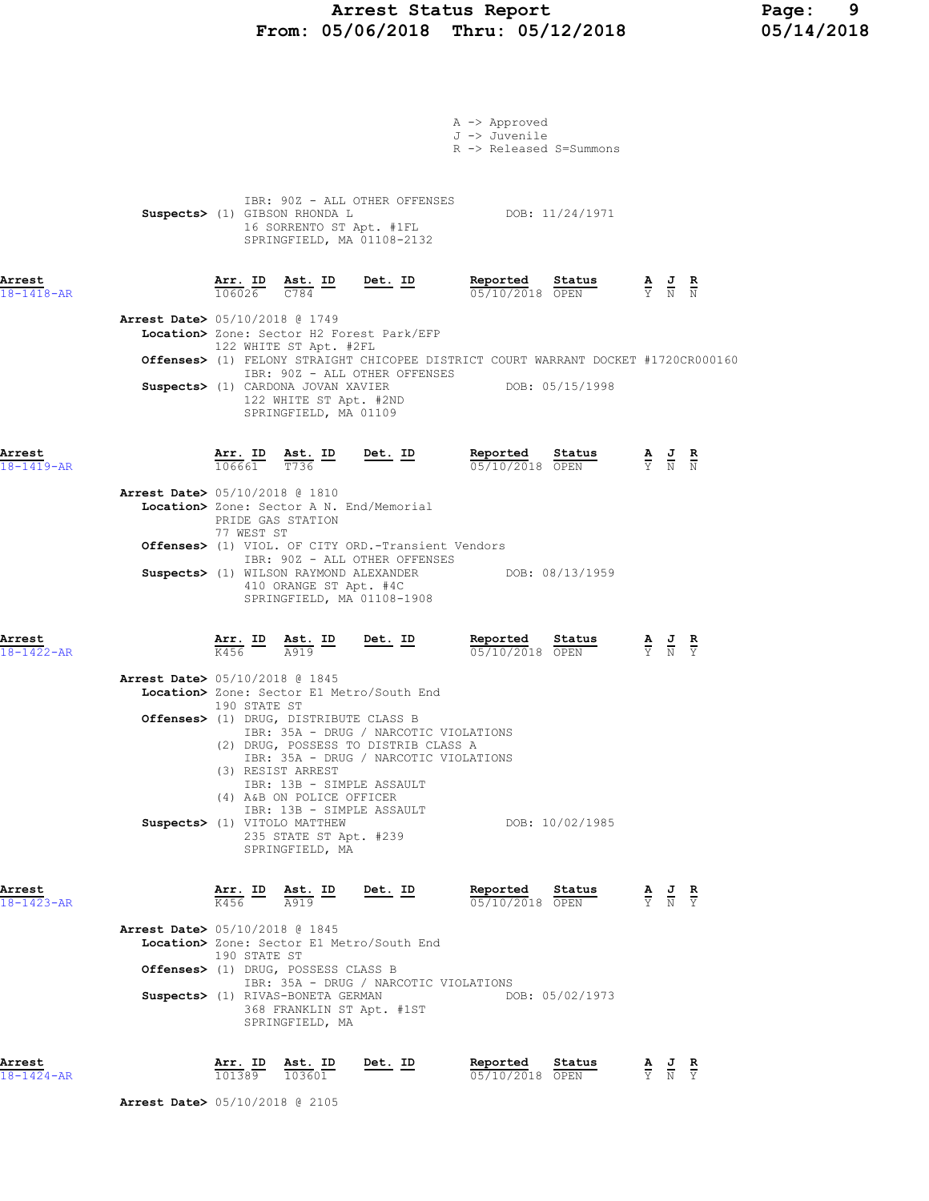A -> Approved
J -> Juvenile
R -> Released S=Summons

IBR: 90Z - ALL OTHER OFFENSES
**Suspects>** (1) GIBSON RHONDA L DOB: 11/24/1971
16 SORRENTO ST Apt. #1FL
SPRINGFIELD, MA 01108-2132

**Arrest** 18-1418-AR

| Arr. ID | Ast. ID | Det. ID | Reported | Status | A | J | R |
|---|---|---|---|---|---|---|---|
| 106026 | C784 | | 05/10/2018 | OPEN | Y | N | N |

**Arrest Date>** 05/10/2018 @ 1749
**Location>** Zone: Sector H2 Forest Park/EFP
122 WHITE ST Apt. #2FL
**Offenses>** (1) FELONY STRAIGHT CHICOPEE DISTRICT COURT WARRANT DOCKET #1720CR000160
IBR: 90Z - ALL OTHER OFFENSES
**Suspects>** (1) CARDONA JOVAN XAVIER DOB: 05/15/1998
122 WHITE ST Apt. #2ND
SPRINGFIELD, MA 01109

**Arrest** 18-1419-AR

| Arr. ID | Ast. ID | Det. ID | Reported | Status | A | J | R |
|---|---|---|---|---|---|---|---|
| 106661 | T736 | | 05/10/2018 | OPEN | Y | N | N |

**Arrest Date>** 05/10/2018 @ 1810
**Location>** Zone: Sector A N. End/Memorial
PRIDE GAS STATION
77 WEST ST
**Offenses>** (1) VIOL. OF CITY ORD.-Transient Vendors
IBR: 90Z - ALL OTHER OFFENSES
**Suspects>** (1) WILSON RAYMOND ALEXANDER DOB: 08/13/1959
410 ORANGE ST Apt. #4C
SPRINGFIELD, MA 01108-1908

**Arrest** 18-1422-AR

| Arr. ID | Ast. ID | Det. ID | Reported | Status | A | J | R |
|---|---|---|---|---|---|---|---|
| K456 | A919 | | 05/10/2018 | OPEN | Y | N | Y |

**Arrest Date>** 05/10/2018 @ 1845
**Location>** Zone: Sector E1 Metro/South End
190 STATE ST
**Offenses>** (1) DRUG, DISTRIBUTE CLASS B
IBR: 35A - DRUG / NARCOTIC VIOLATIONS
(2) DRUG, POSSESS TO DISTRIB CLASS A
IBR: 35A - DRUG / NARCOTIC VIOLATIONS
(3) RESIST ARREST
IBR: 13B - SIMPLE ASSAULT
(4) A&B ON POLICE OFFICER
IBR: 13B - SIMPLE ASSAULT
**Suspects>** (1) VITOLO MATTHEW DOB: 10/02/1985
235 STATE ST Apt. #239
SPRINGFIELD, MA

**Arrest** 18-1423-AR

| Arr. ID | Ast. ID | Det. ID | Reported | Status | A | J | R |
|---|---|---|---|---|---|---|---|
| K456 | A919 | | 05/10/2018 | OPEN | Y | N | Y |

**Arrest Date>** 05/10/2018 @ 1845
**Location>** Zone: Sector E1 Metro/South End
190 STATE ST
**Offenses>** (1) DRUG, POSSESS CLASS B
IBR: 35A - DRUG / NARCOTIC VIOLATIONS
**Suspects>** (1) RIVAS-BONETA GERMAN DOB: 05/02/1973
368 FRANKLIN ST Apt. #1ST
SPRINGFIELD, MA

**Arrest** 18-1424-AR

| Arr. ID | Ast. ID | Det. ID | Reported | Status | A | J | R |
|---|---|---|---|---|---|---|---|
| 101389 | 103601 | | 05/10/2018 | OPEN | Y | N | Y |

**Arrest Date>** 05/10/2018 @ 2105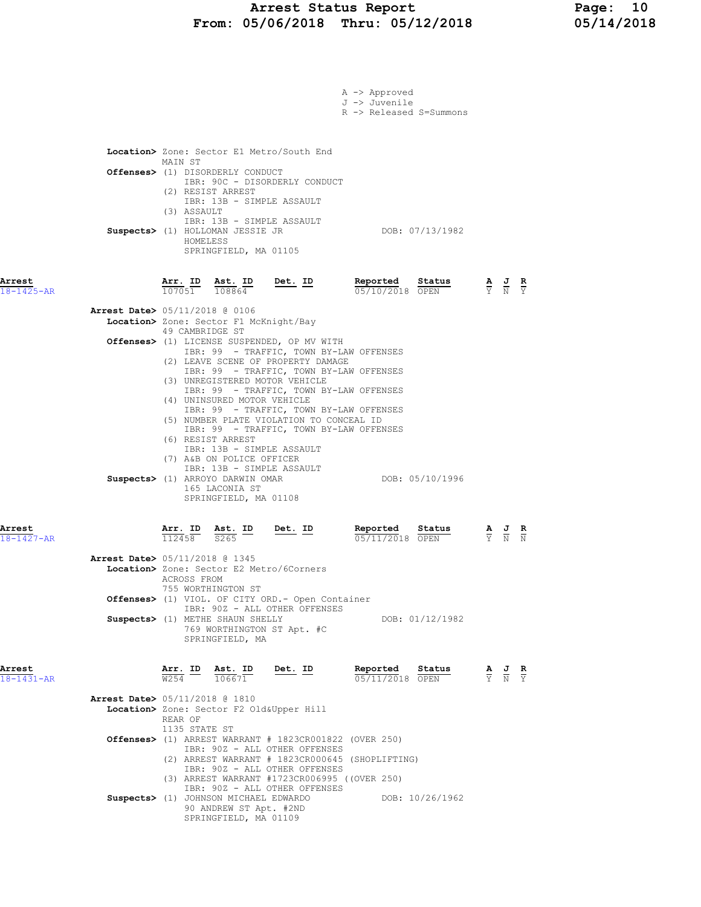A -> Approved
J -> Juvenile
R -> Released S=Summons

**Location>** Zone: Sector E1 Metro/South End
MAIN ST
**Offenses>** (1) DISORDERLY CONDUCT
IBR: 90C - DISORDERLY CONDUCT
(2) RESIST ARREST
IBR: 13B - SIMPLE ASSAULT
(3) ASSAULT
IBR: 13B - SIMPLE ASSAULT
**Suspects>** (1) HOLLOMAN JESSIE JR — DOB: 07/13/1982
HOMELESS
SPRINGFIELD, MA 01105

---

| Arrest | Arr. ID | Ast. ID | Det. ID | Reported | Status | A | J | R |
|---|---|---|---|---|---|---|---|---|
| 18-1425-AR | 107051 | 108864 | | 05/10/2018 | OPEN | Y | N | Y |

**Arrest Date>** 05/11/2018 @ 0106
**Location>** Zone: Sector F1 McKnight/Bay
49 CAMBRIDGE ST
**Offenses>** (1) LICENSE SUSPENDED, OP MV WITH
IBR: 99 - TRAFFIC, TOWN BY-LAW OFFENSES
(2) LEAVE SCENE OF PROPERTY DAMAGE
IBR: 99 - TRAFFIC, TOWN BY-LAW OFFENSES
(3) UNREGISTERED MOTOR VEHICLE
IBR: 99 - TRAFFIC, TOWN BY-LAW OFFENSES
(4) UNINSURED MOTOR VEHICLE
IBR: 99 - TRAFFIC, TOWN BY-LAW OFFENSES
(5) NUMBER PLATE VIOLATION TO CONCEAL ID
IBR: 99 - TRAFFIC, TOWN BY-LAW OFFENSES
(6) RESIST ARREST
IBR: 13B - SIMPLE ASSAULT
(7) A&B ON POLICE OFFICER
IBR: 13B - SIMPLE ASSAULT
**Suspects>** (1) ARROYO DARWIN OMAR — DOB: 05/10/1996
165 LACONIA ST
SPRINGFIELD, MA 01108

---

| Arrest | Arr. ID | Ast. ID | Det. ID | Reported | Status | A | J | R |
|---|---|---|---|---|---|---|---|---|
| 18-1427-AR | 112458 | S265 | | 05/11/2018 | OPEN | Y | N | N |

**Arrest Date>** 05/11/2018 @ 1345
**Location>** Zone: Sector E2 Metro/6Corners
ACROSS FROM
755 WORTHINGTON ST
**Offenses>** (1) VIOL. OF CITY ORD.- Open Container
IBR: 90Z - ALL OTHER OFFENSES
**Suspects>** (1) METHE SHAUN SHELLY — DOB: 01/12/1982
769 WORTHINGTON ST Apt. #C
SPRINGFIELD, MA

---

| Arrest | Arr. ID | Ast. ID | Det. ID | Reported | Status | A | J | R |
|---|---|---|---|---|---|---|---|---|
| 18-1431-AR | W254 | 106671 | | 05/11/2018 | OPEN | Y | N | Y |

**Arrest Date>** 05/11/2018 @ 1810
**Location>** Zone: Sector F2 Old&Upper Hill
REAR OF
1135 STATE ST
**Offenses>** (1) ARREST WARRANT # 1823CR001822 (OVER 250)
IBR: 90Z - ALL OTHER OFFENSES
(2) ARREST WARRANT # 1823CR000645 (SHOPLIFTING)
IBR: 90Z - ALL OTHER OFFENSES
(3) ARREST WARRANT #1723CR006995 ((OVER 250)
IBR: 90Z - ALL OTHER OFFENSES
**Suspects>** (1) JOHNSON MICHAEL EDWARDO — DOB: 10/26/1962
90 ANDREW ST Apt. #2ND
SPRINGFIELD, MA 01109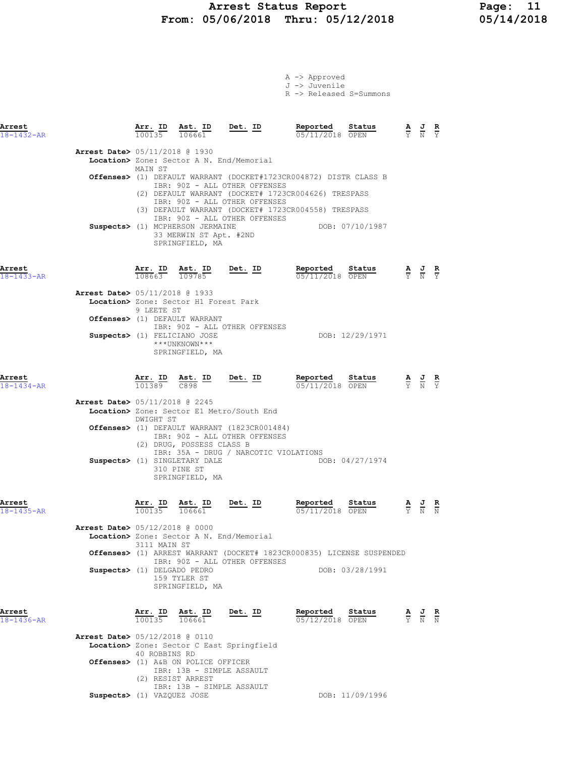A -> Approved
J -> Juvenile
R -> Released S=Summons

| Arrest | Arr. ID | Ast. ID | Det. ID | Reported | Status | A | J | R |
|---|---|---|---|---|---|---|---|---|
| 18-1432-AR | 100135 | 106661 | | 05/11/2018 | OPEN | Y | N | Y |

**Arrest Date>** 05/11/2018 @ 1930
**Location>** Zone: Sector A N. End/Memorial
MAIN ST
**Offenses>** (1) DEFAULT WARRANT (DOCKET#1723CR004872) DISTR CLASS B
IBR: 90Z - ALL OTHER OFFENSES
(2) DEFAULT WARRANT (DOCKET# 1723CR004626) TRESPASS
IBR: 90Z - ALL OTHER OFFENSES
(3) DEFAULT WARRANT (DOCKET# 1723CR004558) TRESPASS
IBR: 90Z - ALL OTHER OFFENSES
**Suspects>** (1) MCPHERSON JERMAINE DOB: 07/10/1987
33 MERWIN ST Apt. #2ND
SPRINGFIELD, MA

| Arrest | Arr. ID | Ast. ID | Det. ID | Reported | Status | A | J | R |
|---|---|---|---|---|---|---|---|---|
| 18-1433-AR | 108663 | 109785 | | 05/11/2018 | OPEN | Y | N | Y |

**Arrest Date>** 05/11/2018 @ 1933
**Location>** Zone: Sector H1 Forest Park
9 LEETE ST
**Offenses>** (1) DEFAULT WARRANT
IBR: 90Z - ALL OTHER OFFENSES
**Suspects>** (1) FELICIANO JOSE DOB: 12/29/1971
\*\*\*UNKNOWN\*\*\*
SPRINGFIELD, MA

| Arrest | Arr. ID | Ast. ID | Det. ID | Reported | Status | A | J | R |
|---|---|---|---|---|---|---|---|---|
| 18-1434-AR | 101389 | C898 | | 05/11/2018 | OPEN | Y | N | Y |

**Arrest Date>** 05/11/2018 @ 2245
**Location>** Zone: Sector E1 Metro/South End
DWIGHT ST
**Offenses>** (1) DEFAULT WARRANT (1823CR001484)
IBR: 90Z - ALL OTHER OFFENSES
(2) DRUG, POSSESS CLASS B
IBR: 35A - DRUG / NARCOTIC VIOLATIONS
**Suspects>** (1) SINGLETARY DALE DOB: 04/27/1974
310 PINE ST
SPRINGFIELD, MA

| Arrest | Arr. ID | Ast. ID | Det. ID | Reported | Status | A | J | R |
|---|---|---|---|---|---|---|---|---|
| 18-1435-AR | 100135 | 106661 | | 05/11/2018 | OPEN | Y | N | N |

**Arrest Date>** 05/12/2018 @ 0000
**Location>** Zone: Sector A N. End/Memorial
3111 MAIN ST
**Offenses>** (1) ARREST WARRANT (DOCKET# 1823CR000835) LICENSE SUSPENDED
IBR: 90Z - ALL OTHER OFFENSES
**Suspects>** (1) DELGADO PEDRO DOB: 03/28/1991
159 TYLER ST
SPRINGFIELD, MA

| Arrest | Arr. ID | Ast. ID | Det. ID | Reported | Status | A | J | R |
|---|---|---|---|---|---|---|---|---|
| 18-1436-AR | 100135 | 106661 | | 05/12/2018 | OPEN | Y | N | N |

**Arrest Date>** 05/12/2018 @ 0110
**Location>** Zone: Sector C East Springfield
40 ROBBINS RD
**Offenses>** (1) A&B ON POLICE OFFICER
IBR: 13B - SIMPLE ASSAULT
(2) RESIST ARREST
IBR: 13B - SIMPLE ASSAULT
**Suspects>** (1) VAZQUEZ JOSE DOB: 11/09/1996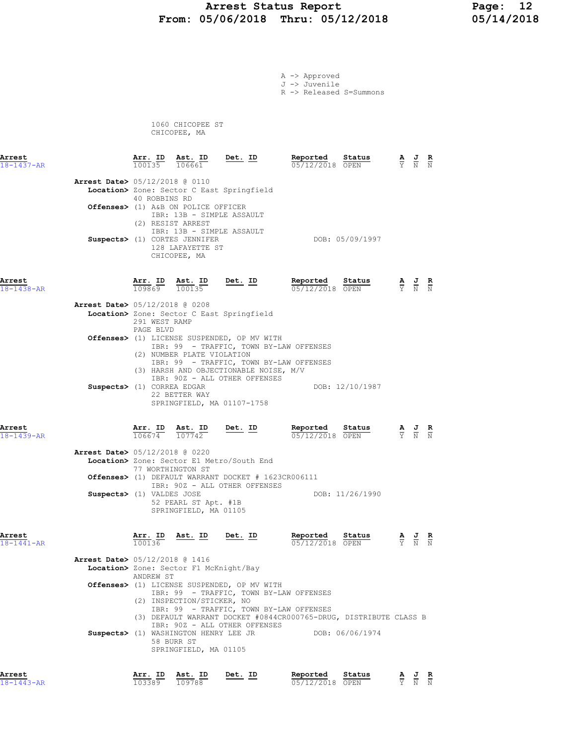A -> Approved
J -> Juvenile
R -> Released S=Summons

1060 CHICOPEE ST
CHICOPEE, MA

| Arrest | Arr. ID | Ast. ID | Det. ID | Reported | Status | A | J | R |
|---|---|---|---|---|---|---|---|---|
| 18-1437-AR | 100135 | 106661 | | 05/12/2018 | OPEN | Y | N | N |

**Arrest Date>** 05/12/2018 @ 0110
**Location>** Zone: Sector C East Springfield
40 ROBBINS RD
**Offenses>** (1) A&B ON POLICE OFFICER
IBR: 13B - SIMPLE ASSAULT
(2) RESIST ARREST
IBR: 13B - SIMPLE ASSAULT
**Suspects>** (1) CORTES JENNIFER DOB: 05/09/1997
128 LAFAYETTE ST
CHICOPEE, MA

| Arrest | Arr. ID | Ast. ID | Det. ID | Reported | Status | A | J | R |
|---|---|---|---|---|---|---|---|---|
| 18-1438-AR | 109869 | 100135 | | 05/12/2018 | OPEN | Y | N | N |

**Arrest Date>** 05/12/2018 @ 0208
**Location>** Zone: Sector C East Springfield
291 WEST RAMP
PAGE BLVD
**Offenses>** (1) LICENSE SUSPENDED, OP MV WITH
IBR: 99 - TRAFFIC, TOWN BY-LAW OFFENSES
(2) NUMBER PLATE VIOLATION
IBR: 99 - TRAFFIC, TOWN BY-LAW OFFENSES
(3) HARSH AND OBJECTIONABLE NOISE, M/V
IBR: 90Z - ALL OTHER OFFENSES
**Suspects>** (1) CORREA EDGAR DOB: 12/10/1987
22 BETTER WAY
SPRINGFIELD, MA 01107-1758

| Arrest | Arr. ID | Ast. ID | Det. ID | Reported | Status | A | J | R |
|---|---|---|---|---|---|---|---|---|
| 18-1439-AR | 106674 | 107742 | | 05/12/2018 | OPEN | Y | N | N |

**Arrest Date>** 05/12/2018 @ 0220
**Location>** Zone: Sector E1 Metro/South End
77 WORTHINGTON ST
**Offenses>** (1) DEFAULT WARRANT DOCKET # 1623CR006111
IBR: 90Z - ALL OTHER OFFENSES
**Suspects>** (1) VALDES JOSE DOB: 11/26/1990
52 PEARL ST Apt. #1B
SPRINGFIELD, MA 01105

| Arrest | Arr. ID | Ast. ID | Det. ID | Reported | Status | A | J | R |
|---|---|---|---|---|---|---|---|---|
| 18-1441-AR | 100136 | | | 05/12/2018 | OPEN | Y | N | N |

**Arrest Date>** 05/12/2018 @ 1416
**Location>** Zone: Sector F1 McKnight/Bay
ANDREW ST
**Offenses>** (1) LICENSE SUSPENDED, OP MV WITH
IBR: 99 - TRAFFIC, TOWN BY-LAW OFFENSES
(2) INSPECTION/STICKER, NO
IBR: 99 - TRAFFIC, TOWN BY-LAW OFFENSES
(3) DEFAULT WARRANT DOCKET #0844CR000765-DRUG, DISTRIBUTE CLASS B
IBR: 90Z - ALL OTHER OFFENSES
**Suspects>** (1) WASHINGTON HENRY LEE JR DOB: 06/06/1974
58 BURR ST
SPRINGFIELD, MA 01105

| Arrest | Arr. ID | Ast. ID | Det. ID | Reported | Status | A | J | R |
|---|---|---|---|---|---|---|---|---|
| 18-1443-AR | 103389 | 109788 | | 05/12/2018 | OPEN | Y | N | N |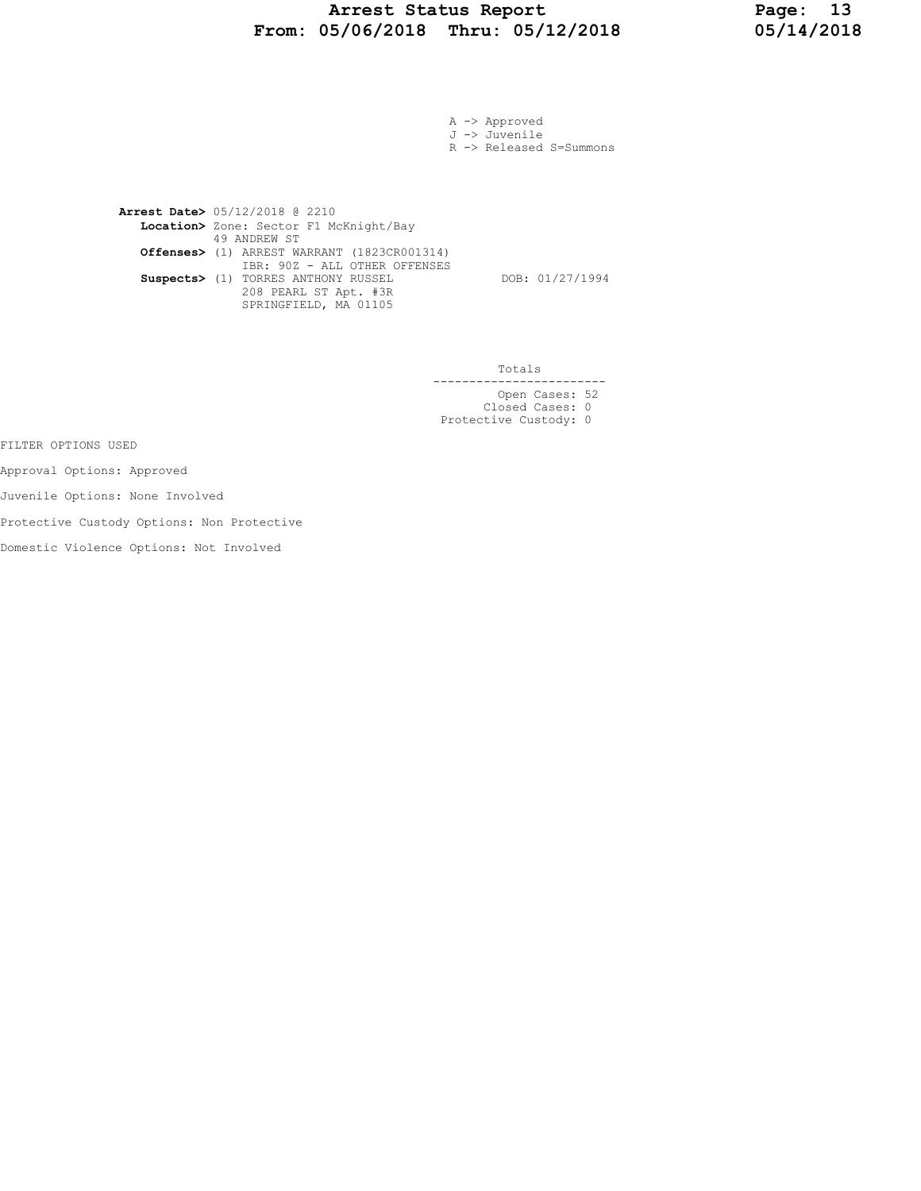# Arrest Status Report
## From: 05/06/2018 Thru: 05/12/2018

A -> Approved
J -> Juvenile
R -> Released S=Summons

**Arrest Date>** 05/12/2018 @ 2210
**Location>** Zone: Sector F1 McKnight/Bay
49 ANDREW ST
**Offenses>** (1) ARREST WARRANT (1823CR001314)
IBR: 90Z - ALL OTHER OFFENSES
**Suspects>** (1) TORRES ANTHONY RUSSEL DOB: 01/27/1994
208 PEARL ST Apt. #3R
SPRINGFIELD, MA 01105

Totals

Open Cases: 52
Closed Cases: 0
Protective Custody: 0

FILTER OPTIONS USED

Approval Options: Approved

Juvenile Options: None Involved

Protective Custody Options: Non Protective

Domestic Violence Options: Not Involved